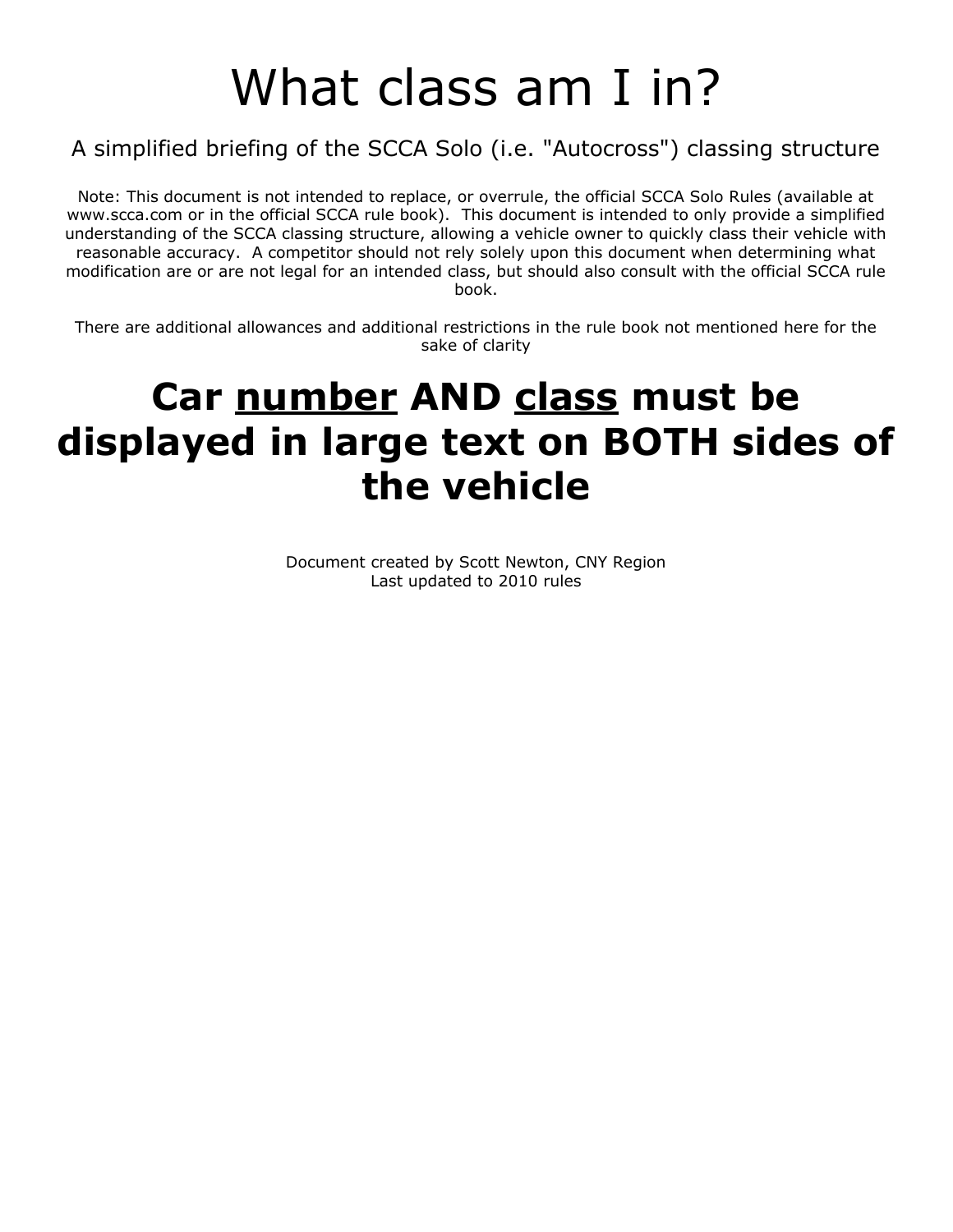# What class am I in?

A simplified briefing of the SCCA Solo (i.e. "Autocross") classing structure

Note: This document is not intended to replace, or overrule, the official SCCA Solo Rules (available at www.scca.com or in the official SCCA rule book). This document is intended to only provide a simplified understanding of the SCCA classing structure, allowing a vehicle owner to quickly class their vehicle with reasonable accuracy. A competitor should not rely solely upon this document when determining what modification are or are not legal for an intended class, but should also consult with the official SCCA rule book.

There are additional allowances and additional restrictions in the rule book not mentioned here for the sake of clarity

## Car <u>number</u> AND <u>class</u> must be displayed in large text on BOTH sides of the vehicle

Document created by Scott Newton, CNY Region
Last updated to 2010 rules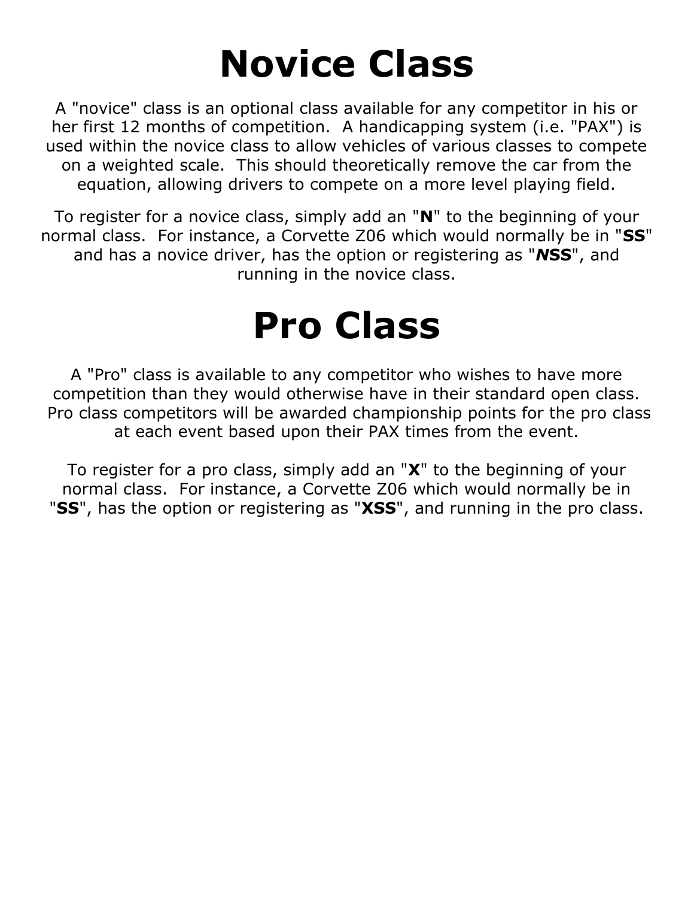# Novice Class

A "novice" class is an optional class available for any competitor in his or her first 12 months of competition. A handicapping system (i.e. "PAX") is used within the novice class to allow vehicles of various classes to compete on a weighted scale. This should theoretically remove the car from the equation, allowing drivers to compete on a more level playing field.

To register for a novice class, simply add an "**N**" to the beginning of your normal class. For instance, a Corvette Z06 which would normally be in "**SS**" and has a novice driver, has the option or registering as "***N*****SS**", and running in the novice class.

# Pro Class

A "Pro" class is available to any competitor who wishes to have more competition than they would otherwise have in their standard open class. Pro class competitors will be awarded championship points for the pro class at each event based upon their PAX times from the event.

To register for a pro class, simply add an "**X**" to the beginning of your normal class. For instance, a Corvette Z06 which would normally be in "**SS**", has the option or registering as "**XSS**", and running in the pro class.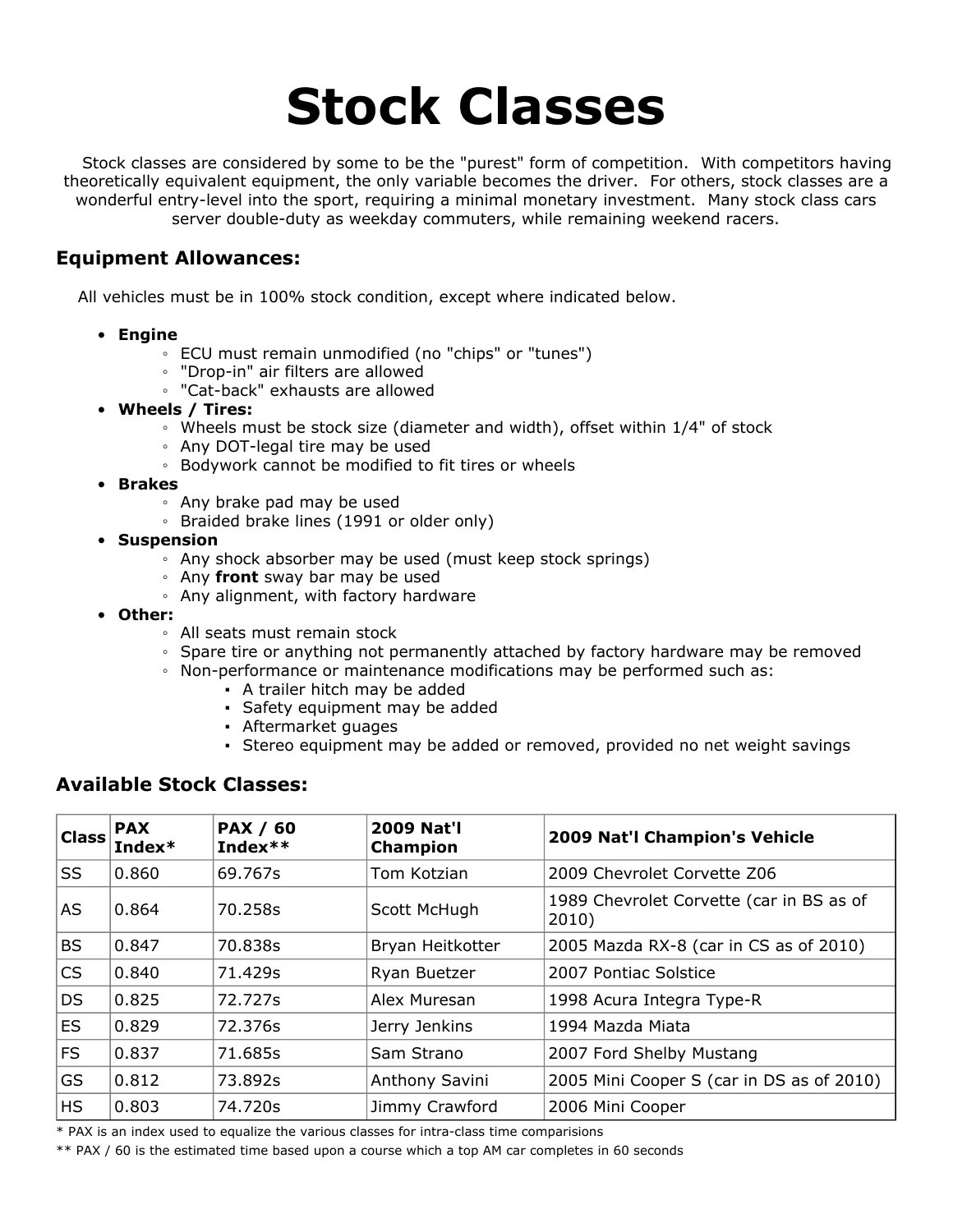# Stock Classes

Stock classes are considered by some to be the "purest" form of competition. With competitors having theoretically equivalent equipment, the only variable becomes the driver. For others, stock classes are a wonderful entry-level into the sport, requiring a minimal monetary investment. Many stock class cars server double-duty as weekday commuters, while remaining weekend racers.

### Equipment Allowances:

All vehicles must be in 100% stock condition, except where indicated below.

- **Engine**
  - ECU must remain unmodified (no "chips" or "tunes")
  - "Drop-in" air filters are allowed
  - "Cat-back" exhausts are allowed
- **Wheels / Tires:**
  - Wheels must be stock size (diameter and width), offset within 1/4" of stock
  - Any DOT-legal tire may be used
  - Bodywork cannot be modified to fit tires or wheels
- **Brakes**
  - Any brake pad may be used
  - Braided brake lines (1991 or older only)
- **Suspension**
  - Any shock absorber may be used (must keep stock springs)
  - Any **front** sway bar may be used
  - Any alignment, with factory hardware
- **Other:**
  - All seats must remain stock
  - Spare tire or anything not permanently attached by factory hardware may be removed
  - Non-performance or maintenance modifications may be performed such as:
    - A trailer hitch may be added
    - Safety equipment may be added
    - Aftermarket guages
    - Stereo equipment may be added or removed, provided no net weight savings

### Available Stock Classes:

| Class | PAX Index* | PAX / 60 Index** | 2009 Nat'l Champion | 2009 Nat'l Champion's Vehicle |
|---|---|---|---|---|
| SS | 0.860 | 69.767s | Tom Kotzian | 2009 Chevrolet Corvette Z06 |
| AS | 0.864 | 70.258s | Scott McHugh | 1989 Chevrolet Corvette (car in BS as of 2010) |
| BS | 0.847 | 70.838s | Bryan Heitkotter | 2005 Mazda RX-8 (car in CS as of 2010) |
| CS | 0.840 | 71.429s | Ryan Buetzer | 2007 Pontiac Solstice |
| DS | 0.825 | 72.727s | Alex Muresan | 1998 Acura Integra Type-R |
| ES | 0.829 | 72.376s | Jerry Jenkins | 1994 Mazda Miata |
| FS | 0.837 | 71.685s | Sam Strano | 2007 Ford Shelby Mustang |
| GS | 0.812 | 73.892s | Anthony Savini | 2005 Mini Cooper S (car in DS as of 2010) |
| HS | 0.803 | 74.720s | Jimmy Crawford | 2006 Mini Cooper |

* PAX is an index used to equalize the various classes for intra-class time comparisions

** PAX / 60 is the estimated time based upon a course which a top AM car completes in 60 seconds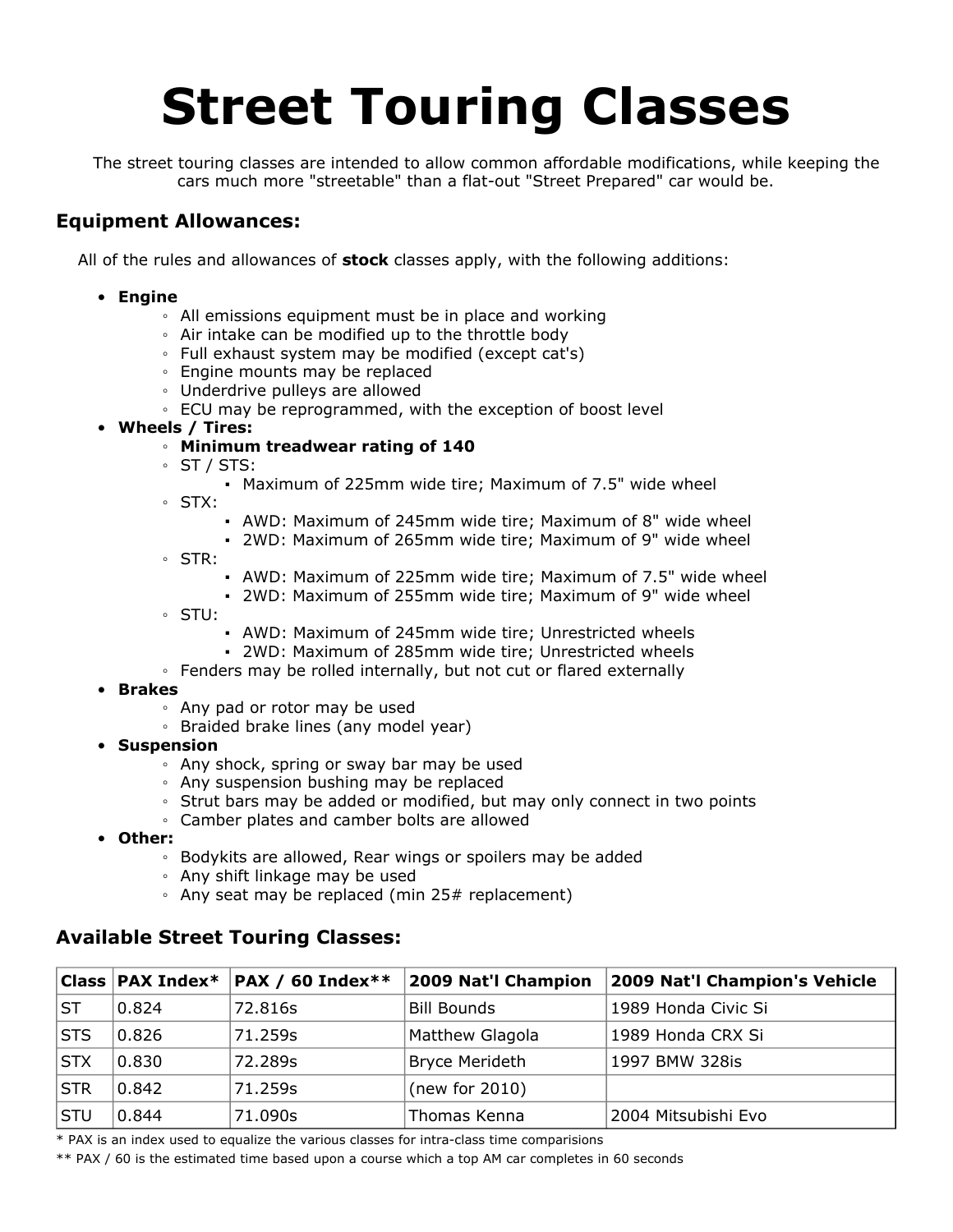# Street Touring Classes

The street touring classes are intended to allow common affordable modifications, while keeping the cars much more "streetable" than a flat-out "Street Prepared" car would be.

### Equipment Allowances:

All of the rules and allowances of **stock** classes apply, with the following additions:

- **Engine**
  - All emissions equipment must be in place and working
  - Air intake can be modified up to the throttle body
  - Full exhaust system may be modified (except cat's)
  - Engine mounts may be replaced
  - Underdrive pulleys are allowed
  - ECU may be reprogrammed, with the exception of boost level
- **Wheels / Tires:**
  - **Minimum treadwear rating of 140**
  - ST / STS:
    - Maximum of 225mm wide tire; Maximum of 7.5" wide wheel
  - STX:
    - AWD: Maximum of 245mm wide tire; Maximum of 8" wide wheel
    - 2WD: Maximum of 265mm wide tire; Maximum of 9" wide wheel
  - STR:
    - AWD: Maximum of 225mm wide tire; Maximum of 7.5" wide wheel
    - 2WD: Maximum of 255mm wide tire; Maximum of 9" wide wheel
  - STU:
    - AWD: Maximum of 245mm wide tire; Unrestricted wheels
    - 2WD: Maximum of 285mm wide tire; Unrestricted wheels
  - Fenders may be rolled internally, but not cut or flared externally
- **Brakes**
  - Any pad or rotor may be used
  - Braided brake lines (any model year)
- **Suspension**
  - Any shock, spring or sway bar may be used
  - Any suspension bushing may be replaced
  - Strut bars may be added or modified, but may only connect in two points
  - Camber plates and camber bolts are allowed
- **Other:**
  - Bodykits are allowed, Rear wings or spoilers may be added
  - Any shift linkage may be used
  - Any seat may be replaced (min 25# replacement)

### Available Street Touring Classes:

| Class | PAX Index* | PAX / 60 Index** | 2009 Nat'l Champion | 2009 Nat'l Champion's Vehicle |
|---|---|---|---|---|
| ST | 0.824 | 72.816s | Bill Bounds | 1989 Honda Civic Si |
| STS | 0.826 | 71.259s | Matthew Glagola | 1989 Honda CRX Si |
| STX | 0.830 | 72.289s | Bryce Merideth | 1997 BMW 328is |
| STR | 0.842 | 71.259s | (new for 2010) | |
| STU | 0.844 | 71.090s | Thomas Kenna | 2004 Mitsubishi Evo |

\* PAX is an index used to equalize the various classes for intra-class time comparisions

\*\* PAX / 60 is the estimated time based upon a course which a top AM car completes in 60 seconds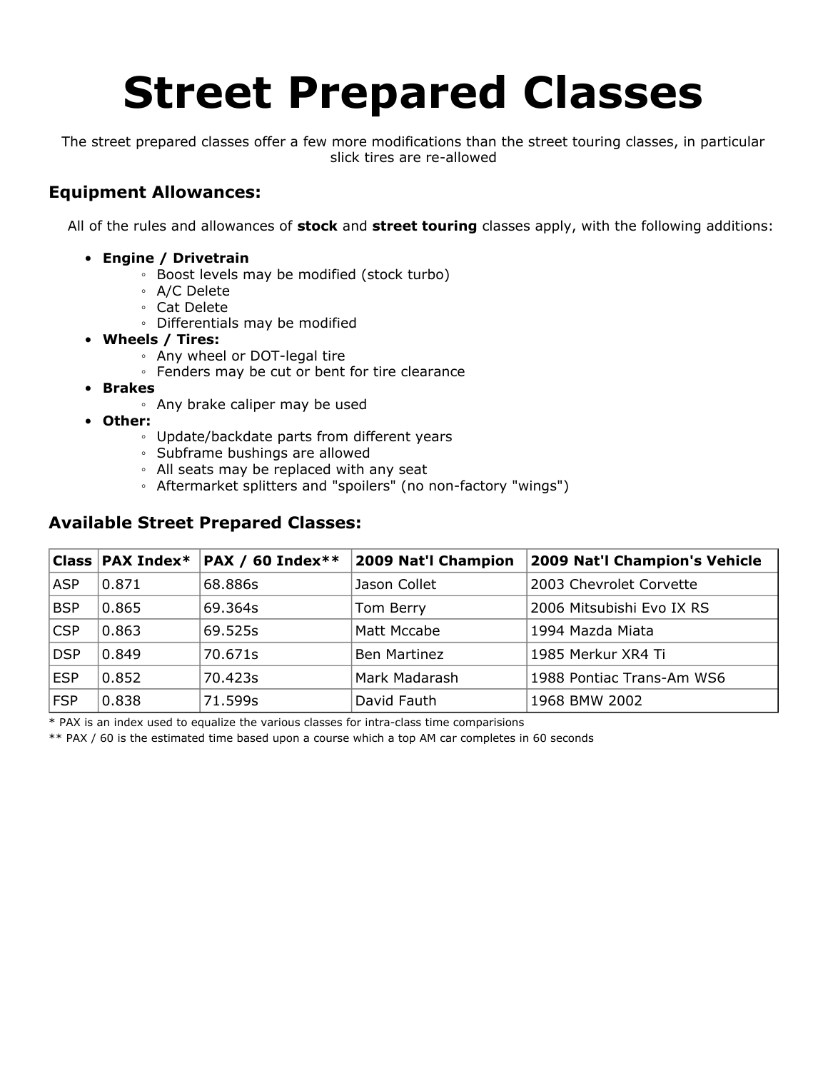# Street Prepared Classes

The street prepared classes offer a few more modifications than the street touring classes, in particular slick tires are re-allowed

### Equipment Allowances:

All of the rules and allowances of **stock** and **street touring** classes apply, with the following additions:

- **Engine / Drivetrain**
  - Boost levels may be modified (stock turbo)
  - A/C Delete
  - Cat Delete
  - Differentials may be modified
- **Wheels / Tires:**
  - Any wheel or DOT-legal tire
  - Fenders may be cut or bent for tire clearance
- **Brakes**
  - Any brake caliper may be used
- **Other:**
  - Update/backdate parts from different years
  - Subframe bushings are allowed
  - All seats may be replaced with any seat
  - Aftermarket splitters and "spoilers" (no non-factory "wings")

### Available Street Prepared Classes:

| Class | PAX Index* | PAX / 60 Index** | 2009 Nat'l Champion | 2009 Nat'l Champion's Vehicle |
|---|---|---|---|---|
| ASP | 0.871 | 68.886s | Jason Collet | 2003 Chevrolet Corvette |
| BSP | 0.865 | 69.364s | Tom Berry | 2006 Mitsubishi Evo IX RS |
| CSP | 0.863 | 69.525s | Matt Mccabe | 1994 Mazda Miata |
| DSP | 0.849 | 70.671s | Ben Martinez | 1985 Merkur XR4 Ti |
| ESP | 0.852 | 70.423s | Mark Madarash | 1988 Pontiac Trans-Am WS6 |
| FSP | 0.838 | 71.599s | David Fauth | 1968 BMW 2002 |

* PAX is an index used to equalize the various classes for intra-class time comparisions

** PAX / 60 is the estimated time based upon a course which a top AM car completes in 60 seconds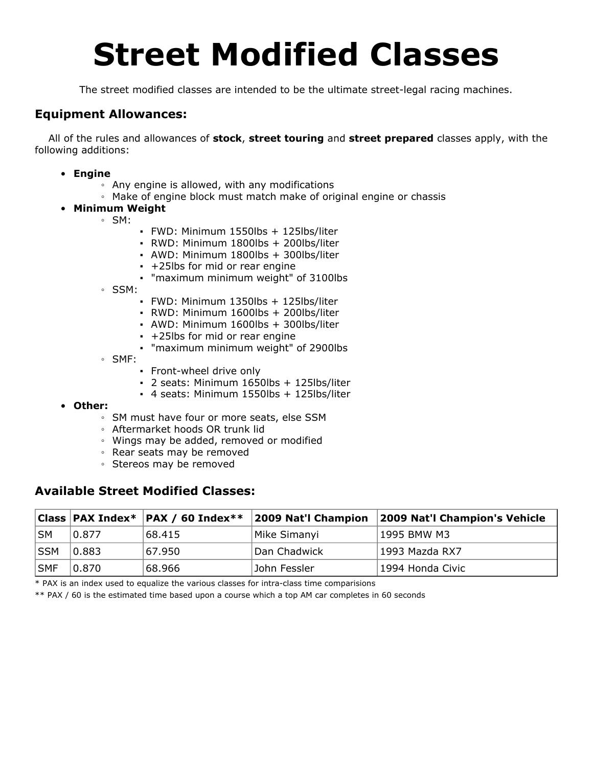# Street Modified Classes

The street modified classes are intended to be the ultimate street-legal racing machines.

### Equipment Allowances:

All of the rules and allowances of **stock**, **street touring** and **street prepared** classes apply, with the following additions:

- **Engine**
  - Any engine is allowed, with any modifications
  - Make of engine block must match make of original engine or chassis
- **Minimum Weight**
  - SM:
    - FWD: Minimum 1550lbs + 125lbs/liter
    - RWD: Minimum 1800lbs + 200lbs/liter
    - AWD: Minimum 1800lbs + 300lbs/liter
    - +25lbs for mid or rear engine
    - "maximum minimum weight" of 3100lbs
  - SSM:
    - FWD: Minimum 1350lbs + 125lbs/liter
    - RWD: Minimum 1600lbs + 200lbs/liter
    - AWD: Minimum 1600lbs + 300lbs/liter
    - +25lbs for mid or rear engine
    - "maximum minimum weight" of 2900lbs
  - SMF:
    - Front-wheel drive only
    - 2 seats: Minimum 1650lbs + 125lbs/liter
    - 4 seats: Minimum 1550lbs + 125lbs/liter
- **Other:**
  - SM must have four or more seats, else SSM
  - Aftermarket hoods OR trunk lid
  - Wings may be added, removed or modified
  - Rear seats may be removed
  - Stereos may be removed

### Available Street Modified Classes:

| Class | PAX Index* | PAX / 60 Index** | 2009 Nat'l Champion | 2009 Nat'l Champion's Vehicle |
|---|---|---|---|---|
| SM | 0.877 | 68.415 | Mike Simanyi | 1995 BMW M3 |
| SSM | 0.883 | 67.950 | Dan Chadwick | 1993 Mazda RX7 |
| SMF | 0.870 | 68.966 | John Fessler | 1994 Honda Civic |

* PAX is an index used to equalize the various classes for intra-class time comparisions

** PAX / 60 is the estimated time based upon a course which a top AM car completes in 60 seconds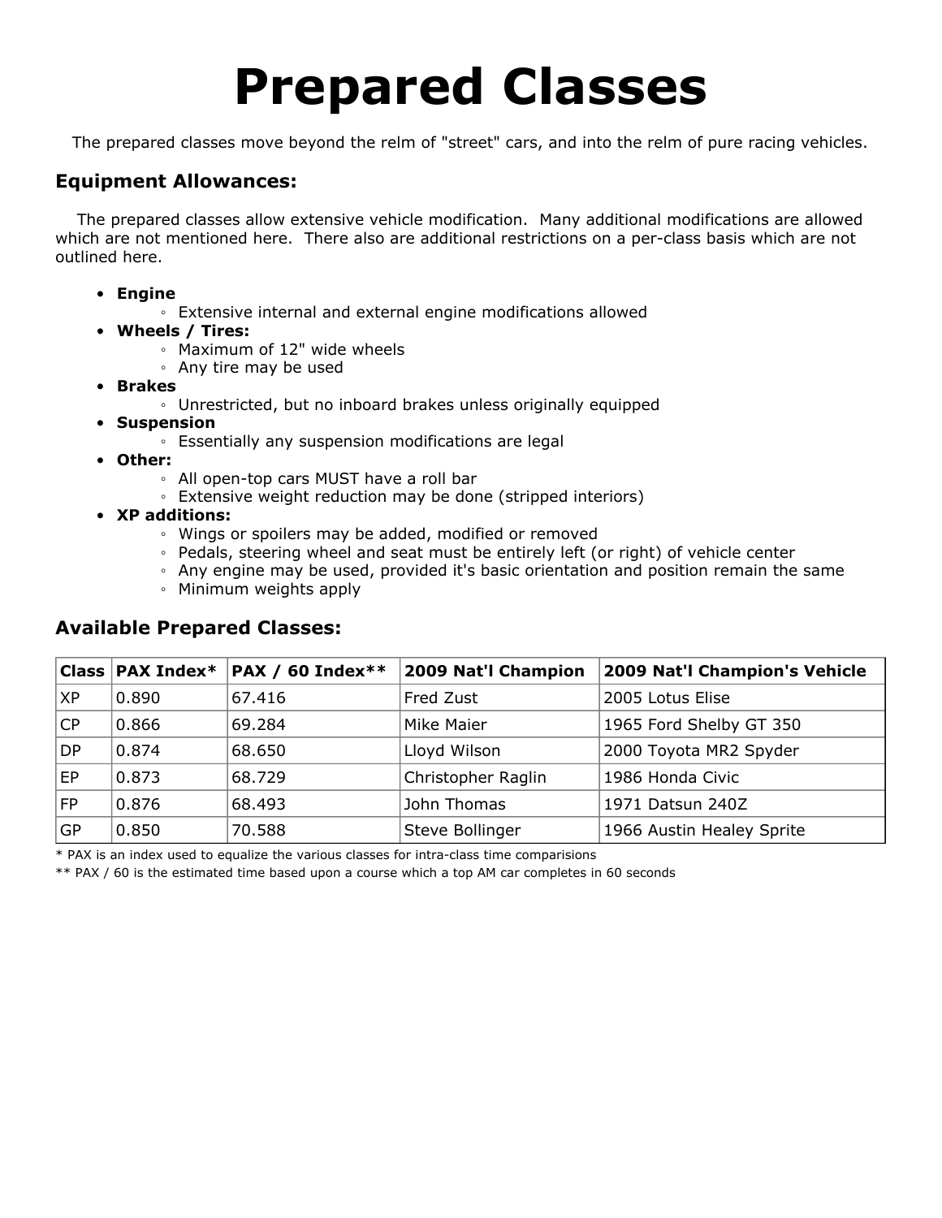# Prepared Classes

The prepared classes move beyond the relm of "street" cars, and into the relm of pure racing vehicles.

### Equipment Allowances:

The prepared classes allow extensive vehicle modification. Many additional modifications are allowed which are not mentioned here. There also are additional restrictions on a per-class basis which are not outlined here.

- **Engine**
  - Extensive internal and external engine modifications allowed
- **Wheels / Tires:**
  - Maximum of 12" wide wheels
  - Any tire may be used
- **Brakes**
  - Unrestricted, but no inboard brakes unless originally equipped
- **Suspension**
  - Essentially any suspension modifications are legal
- **Other:**
  - All open-top cars MUST have a roll bar
  - Extensive weight reduction may be done (stripped interiors)
- **XP additions:**
  - Wings or spoilers may be added, modified or removed
  - Pedals, steering wheel and seat must be entirely left (or right) of vehicle center
  - Any engine may be used, provided it's basic orientation and position remain the same
  - Minimum weights apply

### Available Prepared Classes:

| Class | PAX Index* | PAX / 60 Index** | 2009 Nat'l Champion | 2009 Nat'l Champion's Vehicle |
|---|---|---|---|---|
| XP | 0.890 | 67.416 | Fred Zust | 2005 Lotus Elise |
| CP | 0.866 | 69.284 | Mike Maier | 1965 Ford Shelby GT 350 |
| DP | 0.874 | 68.650 | Lloyd Wilson | 2000 Toyota MR2 Spyder |
| EP | 0.873 | 68.729 | Christopher Raglin | 1986 Honda Civic |
| FP | 0.876 | 68.493 | John Thomas | 1971 Datsun 240Z |
| GP | 0.850 | 70.588 | Steve Bollinger | 1966 Austin Healey Sprite |

* PAX is an index used to equalize the various classes for intra-class time comparisions

** PAX / 60 is the estimated time based upon a course which a top AM car completes in 60 seconds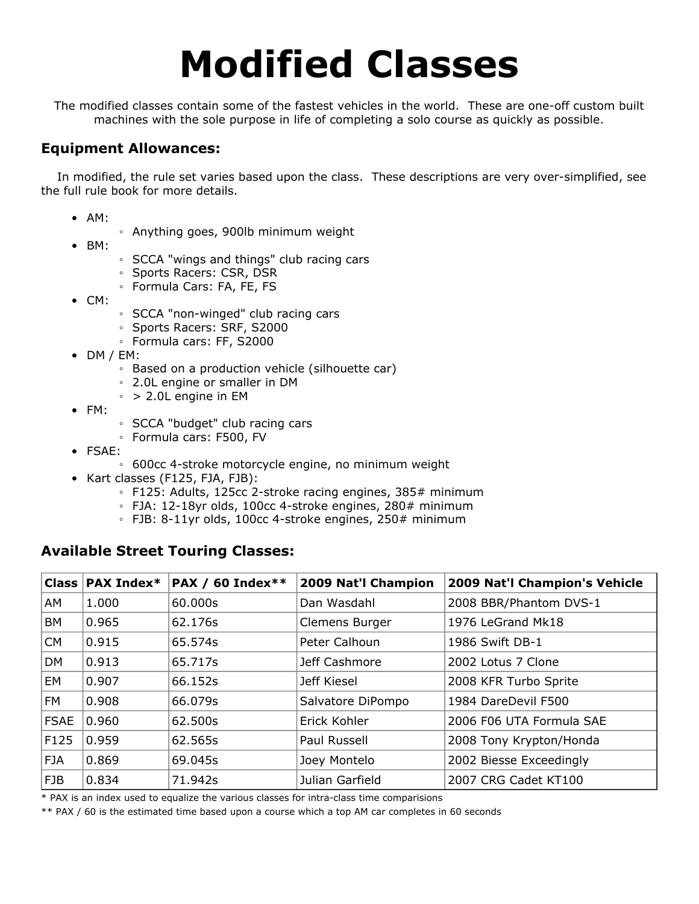# Modified Classes

The modified classes contain some of the fastest vehicles in the world. These are one-off custom built machines with the sole purpose in life of completing a solo course as quickly as possible.

### Equipment Allowances:

In modified, the rule set varies based upon the class. These descriptions are very over-simplified, see the full rule book for more details.

- AM:
  - Anything goes, 900lb minimum weight
- BM:
  - SCCA "wings and things" club racing cars
  - Sports Racers: CSR, DSR
  - Formula Cars: FA, FE, FS
- CM:
  - SCCA "non-winged" club racing cars
  - Sports Racers: SRF, S2000
  - Formula cars: FF, S2000
- DM / EM:
  - Based on a production vehicle (silhouette car)
  - 2.0L engine or smaller in DM
  - > 2.0L engine in EM
- FM:
  - SCCA "budget" club racing cars
  - Formula cars: F500, FV
- FSAE:
  - 600cc 4-stroke motorcycle engine, no minimum weight
- Kart classes (F125, FJA, FJB):
  - F125: Adults, 125cc 2-stroke racing engines, 385# minimum
  - FJA: 12-18yr olds, 100cc 4-stroke engines, 280# minimum
  - FJB: 8-11yr olds, 100cc 4-stroke engines, 250# minimum

### Available Street Touring Classes:

| Class | PAX Index* | PAX / 60 Index** | 2009 Nat'l Champion | 2009 Nat'l Champion's Vehicle |
|---|---|---|---|---|
| AM | 1.000 | 60.000s | Dan Wasdahl | 2008 BBR/Phantom DVS-1 |
| BM | 0.965 | 62.176s | Clemens Burger | 1976 LeGrand Mk18 |
| CM | 0.915 | 65.574s | Peter Calhoun | 1986 Swift DB-1 |
| DM | 0.913 | 65.717s | Jeff Cashmore | 2002 Lotus 7 Clone |
| EM | 0.907 | 66.152s | Jeff Kiesel | 2008 KFR Turbo Sprite |
| FM | 0.908 | 66.079s | Salvatore DiPompo | 1984 DareDevil F500 |
| FSAE | 0.960 | 62.500s | Erick Kohler | 2006 F06 UTA Formula SAE |
| F125 | 0.959 | 62.565s | Paul Russell | 2008 Tony Krypton/Honda |
| FJA | 0.869 | 69.045s | Joey Montelo | 2002 Biesse Exceedingly |
| FJB | 0.834 | 71.942s | Julian Garfield | 2007 CRG Cadet KT100 |

\* PAX is an index used to equalize the various classes for intra-class time comparisions

\*\* PAX / 60 is the estimated time based upon a course which a top AM car completes in 60 seconds